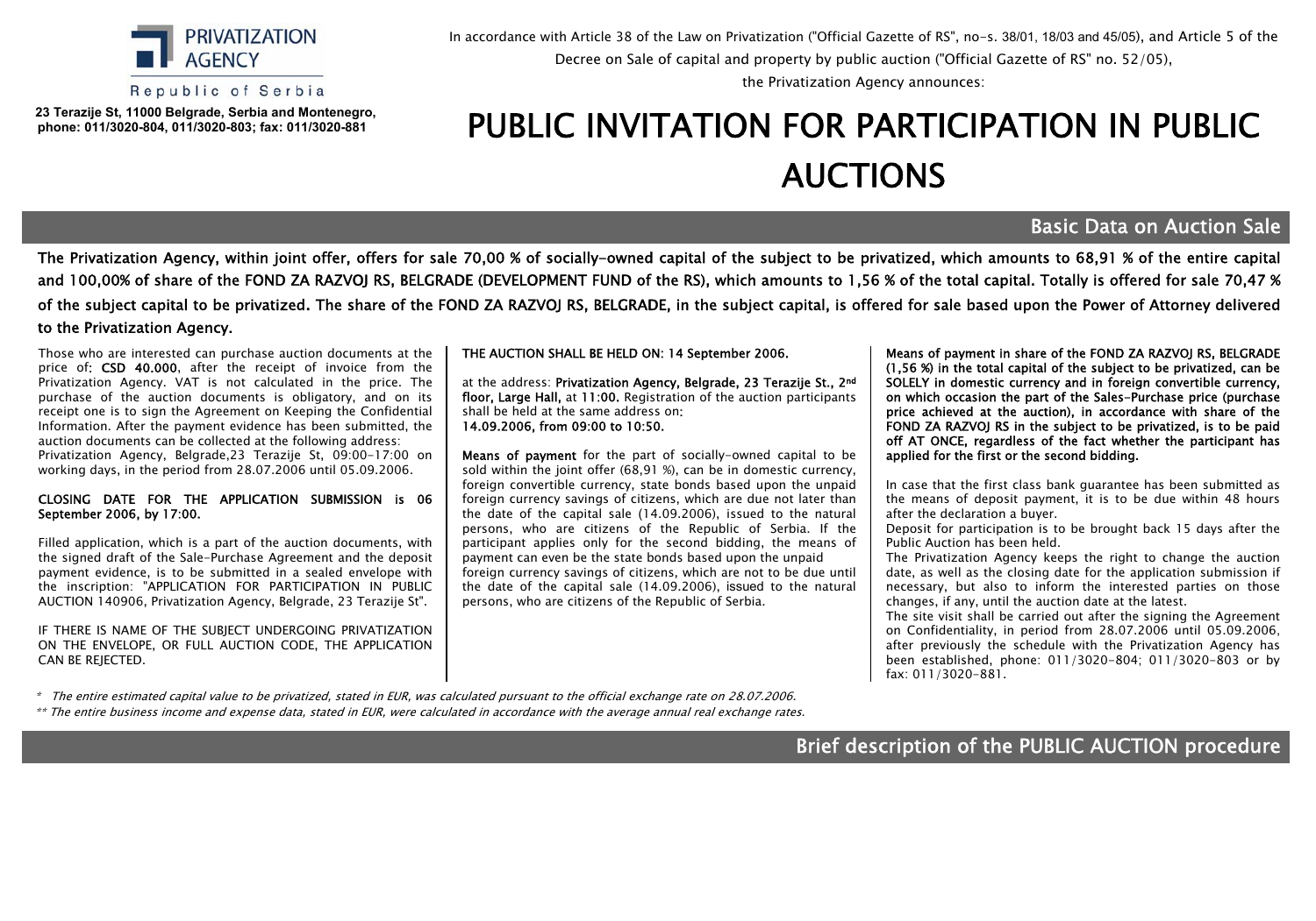PRIVATIZATION AGENCY

Republic of Serbia

**23 Terazije St, 11000 Belgrade, Serbia and Montenegro, phone: 011/3020-804, 011/3020-803; fax: 011/3020-881**

In accordance with Article 38 of the Law on Privatization ("Official Gazette of RS", no-s. 38/01, 18/03 and 45/05), and Article 5 of the Decree on Sale of capital and property by public auction ("Official Gazette of RS" no. 52/05), the Privatization Agency announces:

# PUBLIC INVITATION FOR PARTICIPATION IN PUBLIC AUCTIONS

## Basic Data on Auction Sale

**The Privatization Agency, within joint offer, offers for sale 70,00 % of socially-owned capital of the subject to be privatized, which amounts to 68,91 % of the entire capital and 100,00% of share of the FOND ZA RAZVOJ RS, BELGRADE (DEVELOPMENT FUND of the RS), which amounts to 1,56 % of the total capital. Totally is offered for sale 70,47 % of the subject capital to be privatized. The share of the FOND ZA RAZVOJ RS, BELGRADE, in the subject capital, is offered for sale based upon the Power of Attorney delivered to the Privatization Agency.**

Those who are interested can purchase auction documents at the price of: **CSD 40.000**, after the receipt of invoice from the Privatization Agency. VAT is not calculated in the price. The purchase of the auction documents is obligatory, and on its receipt one is to sign the Agreement on Keeping the Confidential Information. After the payment evidence has been submitted, the auction documents can be collected at the following address: Privatization Agency, Belgrade,23 Terazije St, 09:00-17:00 on working days, in the period from 28.07.2006 until 05.09.2006.

**CLOSING DATE FOR THE APPLICATION SUBMISSION is 06 September 2006, by 17:00.**

Filled application, which is a part of the auction documents, with the signed draft of the Sale-Purchase Agreement and the deposit payment evidence, is to be submitted in a sealed envelope with the inscription: "APPLICATION FOR PARTICIPATION IN PUBLIC AUCTION 140906, Privatization Agency, Belgrade, 23 Terazije St".

IF THERE IS NAME OF THE SUBJECT UNDERGOING PRIVATIZATION ON THE ENVELOPE, OR FULL AUCTION CODE, THE APPLICATION CAN BE REJECTED.

**THE AUCTION SHALL BE HELD ON: 14 September 2006.**

at the address: **Privatization Agency, Belgrade, 23 Terazije St., 2nd floor, Large Hall,** at **11:00.** Registration of the auction participants shall be held at the same address on: **14.09.2006, from 09:00 to 10:50.**

**Means of payment** for the part of socially-owned capital to be sold within the joint offer (68,91 %), can be in domestic currency, foreign convertible currency, state bonds based upon the unpaid foreign currency savings of citizens, which are due not later than the date of the capital sale (14.09.2006), issued to the natural persons, who are citizens of the Republic of Serbia. If the participant applies only for the second bidding, the means of payment can even be the state bonds based upon the unpaid foreign currency savings of citizens, which are not to be due until the date of the capital sale (14.09.2006), issued to the natural persons, who are citizens of the Republic of Serbia.

**Means of payment in share of the FOND ZA RAZVOJ RS, BELGRADE (1,56 %) in the total capital of the subject to be privatized, can be SOLELY in domestic currency and in foreign convertible currency, on which occasion the part of the Sales-Purchase price (purchase price achieved at the auction), in accordance with share of the FOND ZA RAZVOJ RS in the subject to be privatized, is to be paid off AT ONCE, regardless of the fact whether the participant has applied for the first or the second bidding.**

In case that the first class bank guarantee has been submitted as the means of deposit payment, it is to be due within 48 hours after the declaration a buyer.

Deposit for participation is to be brought back 15 days after the Public Auction has been held.

The Privatization Agency keeps the right to change the auction date, as well as the closing date for the application submission if necessary, but also to inform the interested parties on those changes, if any, until the auction date at the latest.

The site visit shall be carried out after the signing the Agreement on Confidentiality, in period from 28.07.2006 until 05.09.2006, after previously the schedule with the Privatization Agency has been established, phone: 011/3020-804; 011/3020-803 or by fax: 011/3020-881.

*\* The entire estimated capital value to be privatized, stated in EUR, was calculated pursuant to the official exchange rate on 28.07.2006.*

*\*\* The entire business income and expense data, stated in EUR, were calculated in accordance with the average annual real exchange rates.*

## Brief description of the PUBLIC AUCTION procedure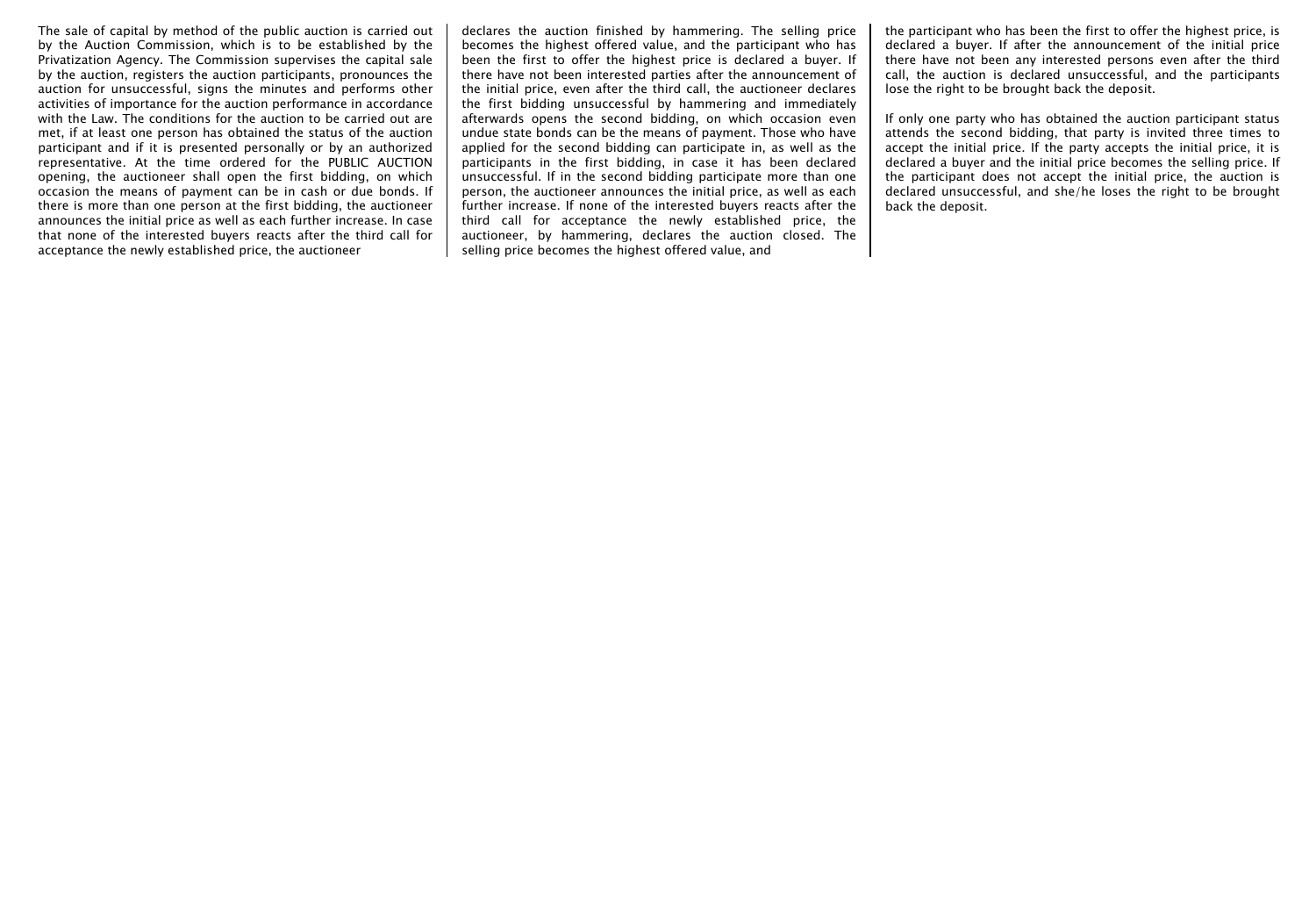The sale of capital by method of the public auction is carried out by the Auction Commission, which is to be established by the Privatization Agency. The Commission supervises the capital sale by the auction, registers the auction participants, pronounces the auction for unsuccessful, signs the minutes and performs other activities of importance for the auction performance in accordance with the Law. The conditions for the auction to be carried out are met, if at least one person has obtained the status of the auction participant and if it is presented personally or by an authorized representative. At the time ordered for the PUBLIC AUCTION opening, the auctioneer shall open the first bidding, on which occasion the means of payment can be in cash or due bonds. If there is more than one person at the first bidding, the auctioneer announces the initial price as well as each further increase. In case that none of the interested buyers reacts after the third call for acceptance the newly established price, the auctioneer declares the auction finished by hammering. The selling price becomes the highest offered value, and the participant who has been the first to offer the highest price is declared a buyer. If there have not been interested parties after the announcement of the initial price, even after the third call, the auctioneer declares the first bidding unsuccessful by hammering and immediately afterwards opens the second bidding, on which occasion even undue state bonds can be the means of payment. Those who have applied for the second bidding can participate in, as well as the participants in the first bidding, in case it has been declared unsuccessful. If in the second bidding participate more than one person, the auctioneer announces the initial price, as well as each further increase. If none of the interested buyers reacts after the third call for acceptance the newly established price, the auctioneer, by hammering, declares the auction closed. The selling price becomes the highest offered value, and the participant who has been the first to offer the highest price, is declared a buyer. If after the announcement of the initial price there have not been any interested persons even after the third call, the auction is declared unsuccessful, and the participants lose the right to be brought back the deposit.

If only one party who has obtained the auction participant status attends the second bidding, that party is invited three times to accept the initial price. If the party accepts the initial price, it is declared a buyer and the initial price becomes the selling price. If the participant does not accept the initial price, the auction is declared unsuccessful, and she/he loses the right to be brought back the deposit.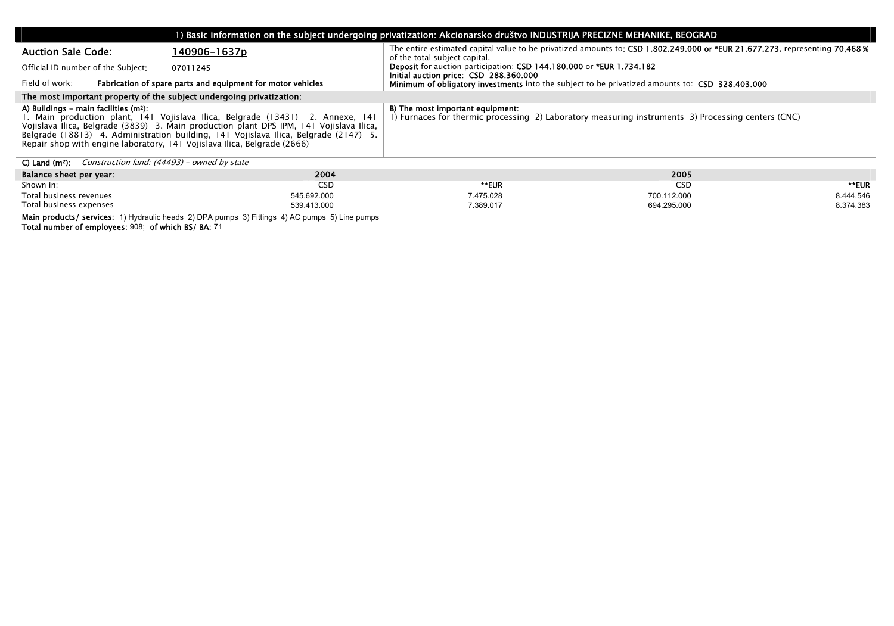## 1) Basic information on the subject undergoing privatization: Akcionarsko društvo INDUSTRIJA PRECIZNE MEHANIKE, BEOGRAD

**Auction Sale Code:** 140906-1637p

Official ID number of the Subject: **07011245**

Field of work: **Fabrication of spare parts and equipment for motor vehicles**

The entire estimated capital value to be privatized amounts to: **CSD 1.802.249.000 or *EUR 21.677.273**, representing **70,468 %** of the total subject capital.

**Deposit** for auction participation: **CSD 144.180.000** or ***EUR 1.734.182**

**Initial auction price: CSD 288.360.000**

**Minimum of obligatory investments** into the subject to be privatized amounts to: **CSD 328.403.000**

### The most important property of the subject undergoing privatization:

**A) Buildings - main facilities (m²):**
1. Main production plant, 141 Vojislava Ilica, Belgrade (13431) 2. Annexe, 141 Vojislava Ilica, Belgrade (3839) 3. Main production plant DPS IPM, 141 Vojislava Ilica, Belgrade (18813) 4. Administration building, 141 Vojislava Ilica, Belgrade (2147) 5. Repair shop with engine laboratory, 141 Vojislava Ilica, Belgrade (2666)

**B) The most important equipment:**
1) Furnaces for thermic processing 2) Laboratory measuring instruments 3) Processing centers (CNC)

**C) Land (m²):** *Construction land: (44493) - owned by state*

| Balance sheet per year: | 2004 | | 2005 | |
|---|---|---|---|---|
| Shown in: | CSD | **EUR | CSD | **EUR |
| Total business revenues | 545.692.000 | 7.475.028 | 700.112.000 | 8.444.546 |
| Total business expenses | 539.413.000 | 7.389.017 | 694.295.000 | 8.374.383 |

**Main products/ services:** 1) Hydraulic heads 2) DPA pumps 3) Fittings 4) AC pumps 5) Line pumps

**Total number of employees:** 908; **of which BS/ BA:** 71